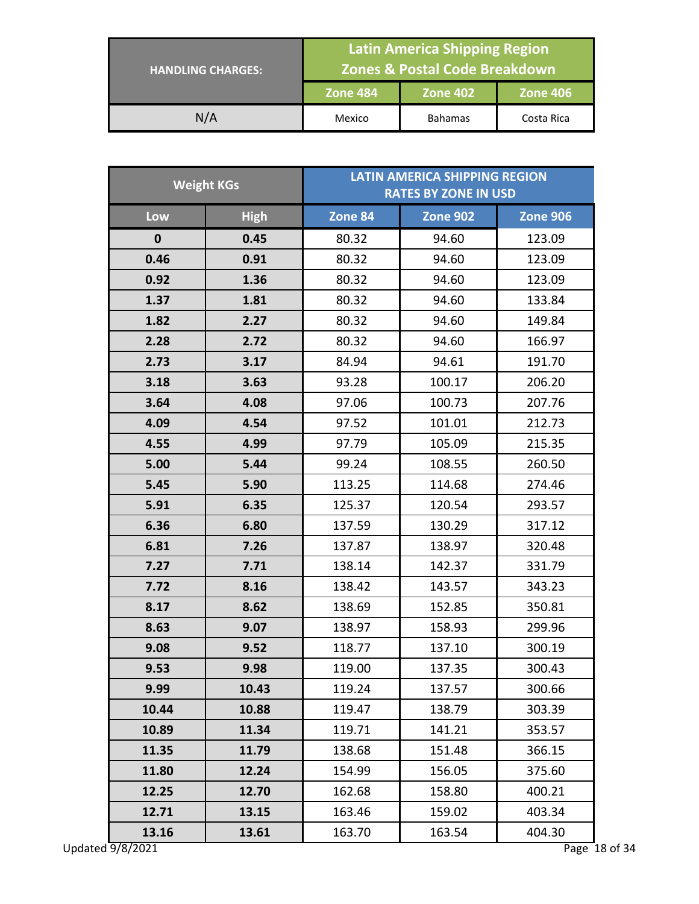| HANDLING CHARGES: | Latin America Shipping Region Zones & Postal Code Breakdown | | |
|---|---|---|---|
| | Zone 484 | Zone 402 | Zone 406 |
| N/A | Mexico | Bahamas | Costa Rica |

| Weight KGs | | LATIN AMERICA SHIPPING REGION RATES BY ZONE IN USD | | |
|---|---|---|---|---|
| Low | High | Zone 84 | Zone 902 | Zone 906 |
| 0 | 0.45 | 80.32 | 94.60 | 123.09 |
| 0.46 | 0.91 | 80.32 | 94.60 | 123.09 |
| 0.92 | 1.36 | 80.32 | 94.60 | 123.09 |
| 1.37 | 1.81 | 80.32 | 94.60 | 133.84 |
| 1.82 | 2.27 | 80.32 | 94.60 | 149.84 |
| 2.28 | 2.72 | 80.32 | 94.60 | 166.97 |
| 2.73 | 3.17 | 84.94 | 94.61 | 191.70 |
| 3.18 | 3.63 | 93.28 | 100.17 | 206.20 |
| 3.64 | 4.08 | 97.06 | 100.73 | 207.76 |
| 4.09 | 4.54 | 97.52 | 101.01 | 212.73 |
| 4.55 | 4.99 | 97.79 | 105.09 | 215.35 |
| 5.00 | 5.44 | 99.24 | 108.55 | 260.50 |
| 5.45 | 5.90 | 113.25 | 114.68 | 274.46 |
| 5.91 | 6.35 | 125.37 | 120.54 | 293.57 |
| 6.36 | 6.80 | 137.59 | 130.29 | 317.12 |
| 6.81 | 7.26 | 137.87 | 138.97 | 320.48 |
| 7.27 | 7.71 | 138.14 | 142.37 | 331.79 |
| 7.72 | 8.16 | 138.42 | 143.57 | 343.23 |
| 8.17 | 8.62 | 138.69 | 152.85 | 350.81 |
| 8.63 | 9.07 | 138.97 | 158.93 | 299.96 |
| 9.08 | 9.52 | 118.77 | 137.10 | 300.19 |
| 9.53 | 9.98 | 119.00 | 137.35 | 300.43 |
| 9.99 | 10.43 | 119.24 | 137.57 | 300.66 |
| 10.44 | 10.88 | 119.47 | 138.79 | 303.39 |
| 10.89 | 11.34 | 119.71 | 141.21 | 353.57 |
| 11.35 | 11.79 | 138.68 | 151.48 | 366.15 |
| 11.80 | 12.24 | 154.99 | 156.05 | 375.60 |
| 12.25 | 12.70 | 162.68 | 158.80 | 400.21 |
| 12.71 | 13.15 | 163.46 | 159.02 | 403.34 |
| 13.16 | 13.61 | 163.70 | 163.54 | 404.30 |

Updated 9/8/2021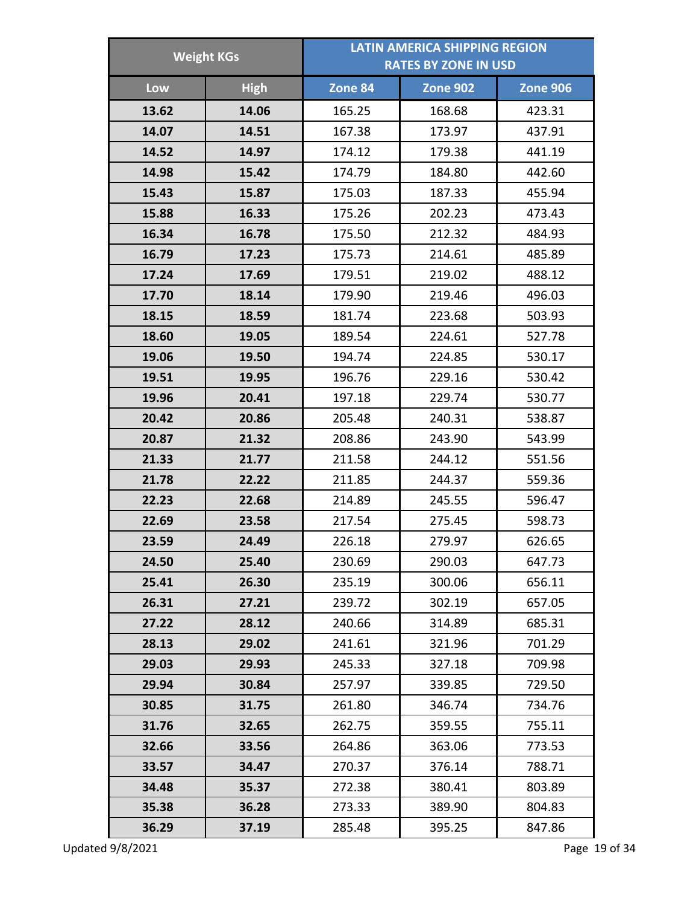| Weight KGs | | LATIN AMERICA SHIPPING REGION RATES BY ZONE IN USD | | |
|---|---|---|---|---|
| Low | High | Zone 84 | Zone 902 | Zone 906 |
| 13.62 | 14.06 | 165.25 | 168.68 | 423.31 |
| 14.07 | 14.51 | 167.38 | 173.97 | 437.91 |
| 14.52 | 14.97 | 174.12 | 179.38 | 441.19 |
| 14.98 | 15.42 | 174.79 | 184.80 | 442.60 |
| 15.43 | 15.87 | 175.03 | 187.33 | 455.94 |
| 15.88 | 16.33 | 175.26 | 202.23 | 473.43 |
| 16.34 | 16.78 | 175.50 | 212.32 | 484.93 |
| 16.79 | 17.23 | 175.73 | 214.61 | 485.89 |
| 17.24 | 17.69 | 179.51 | 219.02 | 488.12 |
| 17.70 | 18.14 | 179.90 | 219.46 | 496.03 |
| 18.15 | 18.59 | 181.74 | 223.68 | 503.93 |
| 18.60 | 19.05 | 189.54 | 224.61 | 527.78 |
| 19.06 | 19.50 | 194.74 | 224.85 | 530.17 |
| 19.51 | 19.95 | 196.76 | 229.16 | 530.42 |
| 19.96 | 20.41 | 197.18 | 229.74 | 530.77 |
| 20.42 | 20.86 | 205.48 | 240.31 | 538.87 |
| 20.87 | 21.32 | 208.86 | 243.90 | 543.99 |
| 21.33 | 21.77 | 211.58 | 244.12 | 551.56 |
| 21.78 | 22.22 | 211.85 | 244.37 | 559.36 |
| 22.23 | 22.68 | 214.89 | 245.55 | 596.47 |
| 22.69 | 23.58 | 217.54 | 275.45 | 598.73 |
| 23.59 | 24.49 | 226.18 | 279.97 | 626.65 |
| 24.50 | 25.40 | 230.69 | 290.03 | 647.73 |
| 25.41 | 26.30 | 235.19 | 300.06 | 656.11 |
| 26.31 | 27.21 | 239.72 | 302.19 | 657.05 |
| 27.22 | 28.12 | 240.66 | 314.89 | 685.31 |
| 28.13 | 29.02 | 241.61 | 321.96 | 701.29 |
| 29.03 | 29.93 | 245.33 | 327.18 | 709.98 |
| 29.94 | 30.84 | 257.97 | 339.85 | 729.50 |
| 30.85 | 31.75 | 261.80 | 346.74 | 734.76 |
| 31.76 | 32.65 | 262.75 | 359.55 | 755.11 |
| 32.66 | 33.56 | 264.86 | 363.06 | 773.53 |
| 33.57 | 34.47 | 270.37 | 376.14 | 788.71 |
| 34.48 | 35.37 | 272.38 | 380.41 | 803.89 |
| 35.38 | 36.28 | 273.33 | 389.90 | 804.83 |
| 36.29 | 37.19 | 285.48 | 395.25 | 847.86 |

Updated 9/8/2021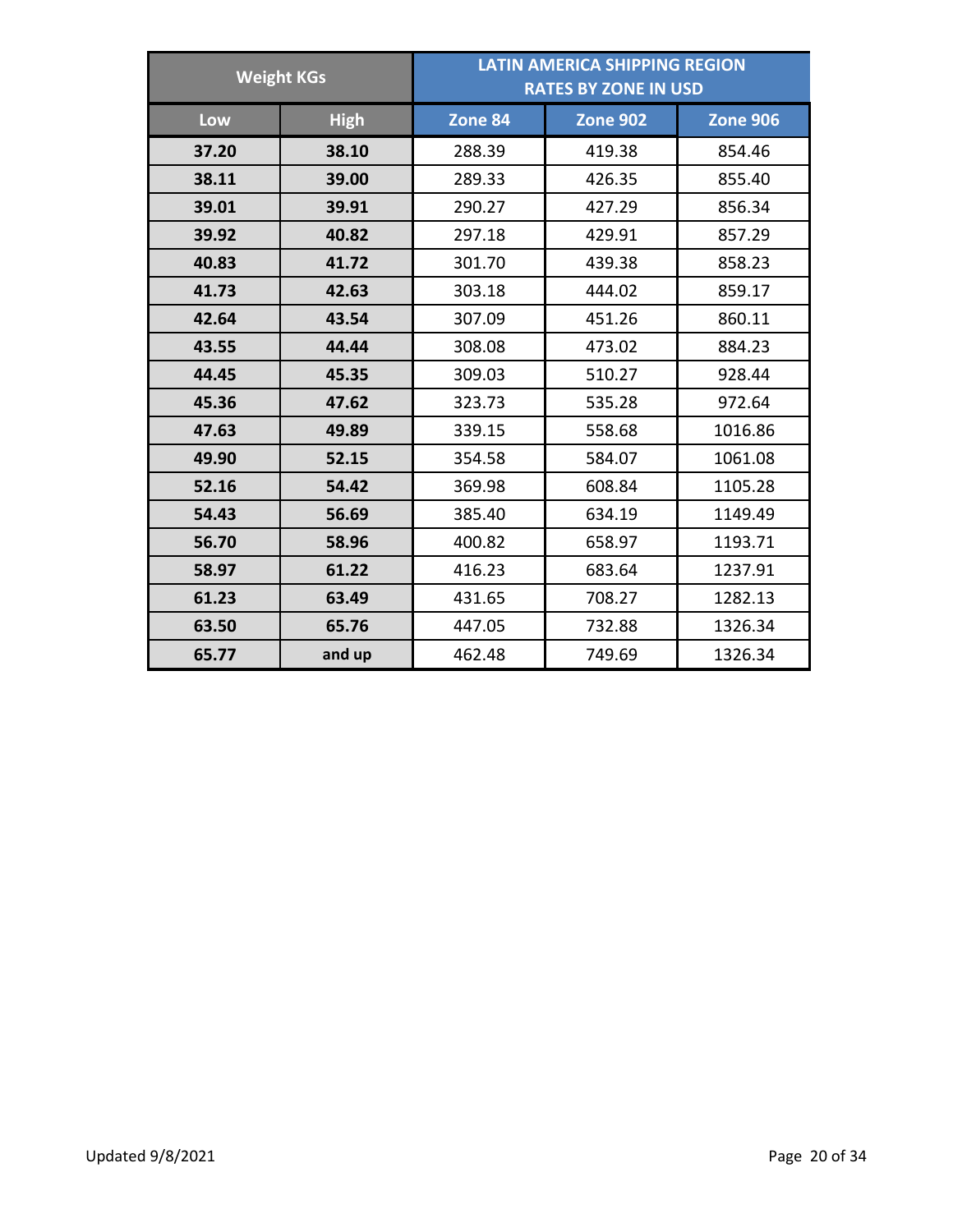| Weight KGs | | LATIN AMERICA SHIPPING REGION RATES BY ZONE IN USD | | |
|---|---|---|---|---|
| Low | High | Zone 84 | Zone 902 | Zone 906 |
| 37.20 | 38.10 | 288.39 | 419.38 | 854.46 |
| 38.11 | 39.00 | 289.33 | 426.35 | 855.40 |
| 39.01 | 39.91 | 290.27 | 427.29 | 856.34 |
| 39.92 | 40.82 | 297.18 | 429.91 | 857.29 |
| 40.83 | 41.72 | 301.70 | 439.38 | 858.23 |
| 41.73 | 42.63 | 303.18 | 444.02 | 859.17 |
| 42.64 | 43.54 | 307.09 | 451.26 | 860.11 |
| 43.55 | 44.44 | 308.08 | 473.02 | 884.23 |
| 44.45 | 45.35 | 309.03 | 510.27 | 928.44 |
| 45.36 | 47.62 | 323.73 | 535.28 | 972.64 |
| 47.63 | 49.89 | 339.15 | 558.68 | 1016.86 |
| 49.90 | 52.15 | 354.58 | 584.07 | 1061.08 |
| 52.16 | 54.42 | 369.98 | 608.84 | 1105.28 |
| 54.43 | 56.69 | 385.40 | 634.19 | 1149.49 |
| 56.70 | 58.96 | 400.82 | 658.97 | 1193.71 |
| 58.97 | 61.22 | 416.23 | 683.64 | 1237.91 |
| 61.23 | 63.49 | 431.65 | 708.27 | 1282.13 |
| 63.50 | 65.76 | 447.05 | 732.88 | 1326.34 |
| 65.77 | and up | 462.48 | 749.69 | 1326.34 |

Updated 9/8/2021